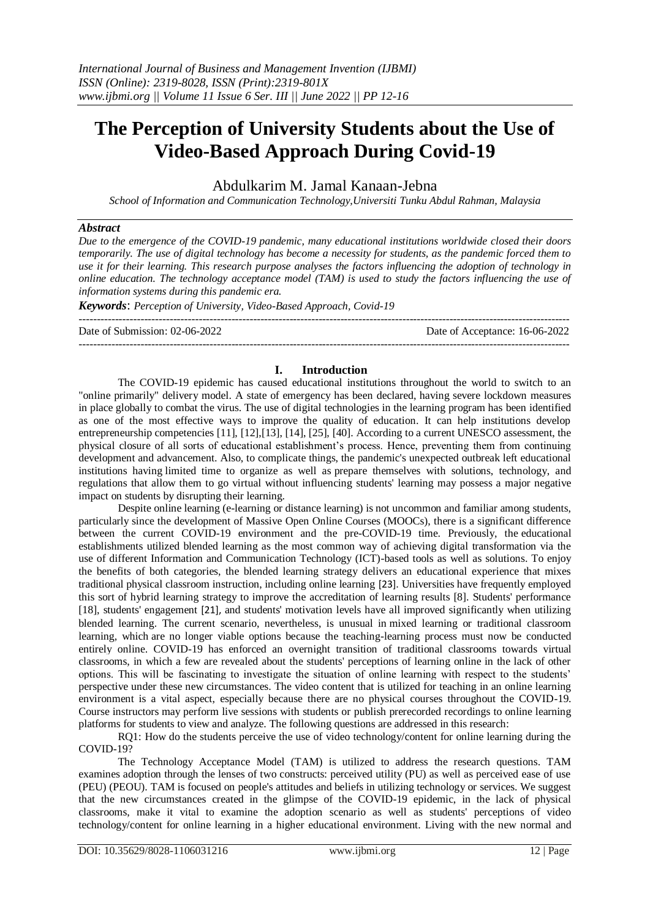# The Perception of University Students about the Use of Video-Based Approach During Covid-19

Abdulkarim M. Jamal Kanaan-Jebna

*School of Information and Communication Technology,Universiti Tunku Abdul Rahman, Malaysia*

### *Abstract*

*Due to the emergence of the COVID-19 pandemic, many educational institutions worldwide closed their doors temporarily. The use of digital technology has become a necessity for students, as the pandemic forced them to use it for their learning. This research purpose analyses the factors influencing the adoption of technology in online education. The technology acceptance model (TAM) is used to study the factors influencing the use of information systems during this pandemic era.*

***Keywords***: *Perception of University, Video-Based Approach, Covid-19*

Date of Submission: 02-06-2022 Date of Acceptance: 16-06-2022

## I. Introduction

The COVID-19 epidemic has caused educational institutions throughout the world to switch to an "online primarily" delivery model. A state of emergency has been declared, having severe lockdown measures in place globally to combat the virus. The use of digital technologies in the learning program has been identified as one of the most effective ways to improve the quality of education. It can help institutions develop entrepreneurship competencies [11], [12],[13], [14], [25], [40]. According to a current UNESCO assessment, the physical closure of all sorts of educational establishment's process. Hence, preventing them from continuing development and advancement. Also, to complicate things, the pandemic's unexpected outbreak left educational institutions having limited time to organize as well as prepare themselves with solutions, technology, and regulations that allow them to go virtual without influencing students' learning may possess a major negative impact on students by disrupting their learning.

Despite online learning (e-learning or distance learning) is not uncommon and familiar among students, particularly since the development of Massive Open Online Courses (MOOCs), there is a significant difference between the current COVID-19 environment and the pre-COVID-19 time. Previously, the educational establishments utilized blended learning as the most common way of achieving digital transformation via the use of different Information and Communication Technology (ICT)-based tools as well as solutions. To enjoy the benefits of both categories, the blended learning strategy delivers an educational experience that mixes traditional physical classroom instruction, including online learning [23]. Universities have frequently employed this sort of hybrid learning strategy to improve the accreditation of learning results [8]. Students' performance [18], students' engagement [21], and students' motivation levels have all improved significantly when utilizing blended learning. The current scenario, nevertheless, is unusual in mixed learning or traditional classroom learning, which are no longer viable options because the teaching-learning process must now be conducted entirely online. COVID-19 has enforced an overnight transition of traditional classrooms towards virtual classrooms, in which a few are revealed about the students' perceptions of learning online in the lack of other options. This will be fascinating to investigate the situation of online learning with respect to the students' perspective under these new circumstances. The video content that is utilized for teaching in an online learning environment is a vital aspect, especially because there are no physical courses throughout the COVID-19. Course instructors may perform live sessions with students or publish prerecorded recordings to online learning platforms for students to view and analyze. The following questions are addressed in this research:

RQ1: How do the students perceive the use of video technology/content for online learning during the COVID-19?

The Technology Acceptance Model (TAM) is utilized to address the research questions. TAM examines adoption through the lenses of two constructs: perceived utility (PU) as well as perceived ease of use (PEU) (PEOU). TAM is focused on people's attitudes and beliefs in utilizing technology or services. We suggest that the new circumstances created in the glimpse of the COVID-19 epidemic, in the lack of physical classrooms, make it vital to examine the adoption scenario as well as students' perceptions of video technology/content for online learning in a higher educational environment. Living with the new normal and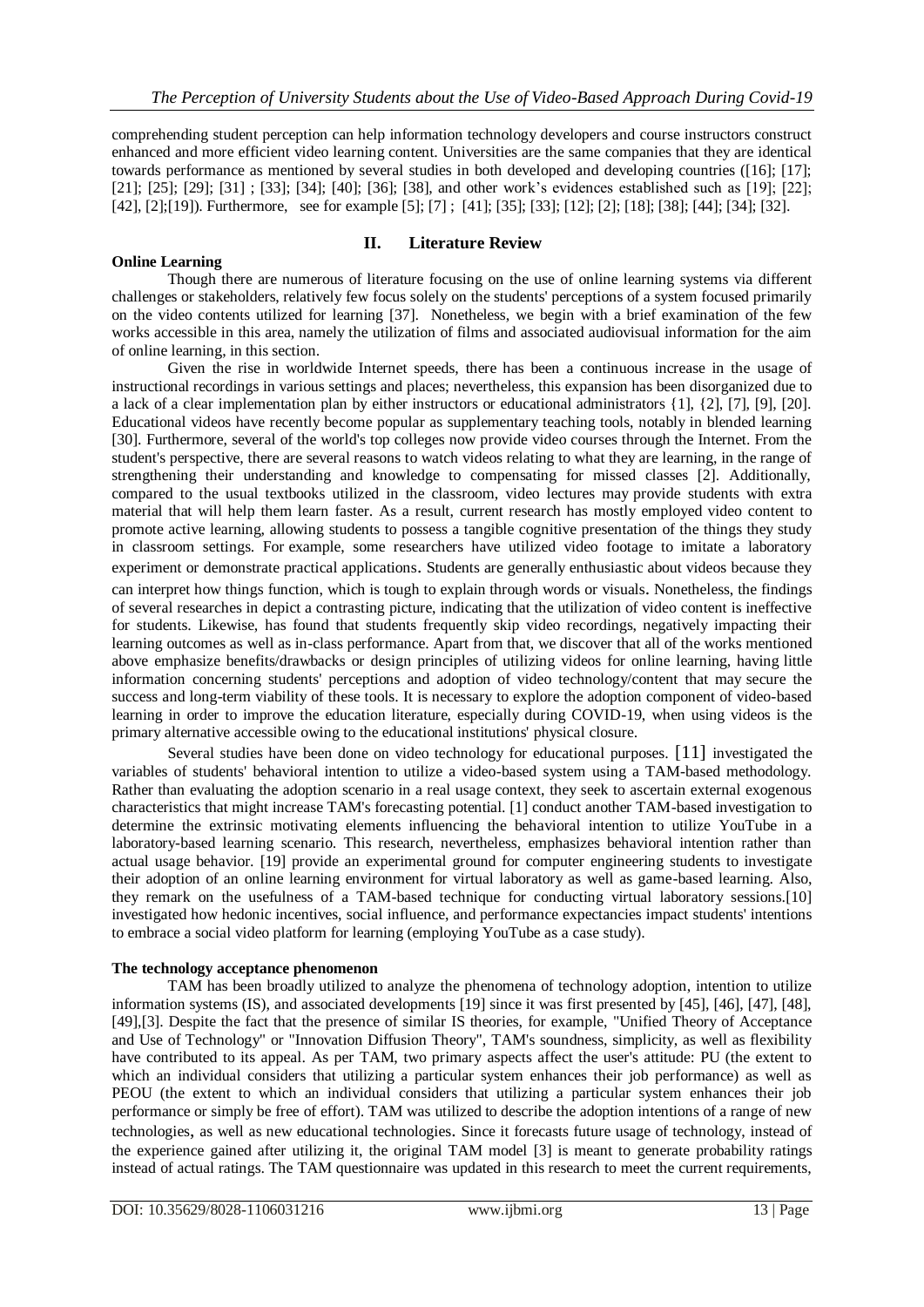comprehending student perception can help information technology developers and course instructors construct enhanced and more efficient video learning content. Universities are the same companies that they are identical towards performance as mentioned by several studies in both developed and developing countries ([16]; [17]; [21]; [25]; [29]; [31] ; [33]; [34]; [40]; [36]; [38], and other work's evidences established such as [19]; [22]; [42], [2];[19]). Furthermore, see for example [5]; [7] ; [41]; [35]; [33]; [12]; [2]; [18]; [38]; [44]; [34]; [32].

## II. Literature Review

### Online Learning

Though there are numerous of literature focusing on the use of online learning systems via different challenges or stakeholders, relatively few focus solely on the students' perceptions of a system focused primarily on the video contents utilized for learning [37]. Nonetheless, we begin with a brief examination of the few works accessible in this area, namely the utilization of films and associated audiovisual information for the aim of online learning, in this section.

Given the rise in worldwide Internet speeds, there has been a continuous increase in the usage of instructional recordings in various settings and places; nevertheless, this expansion has been disorganized due to a lack of a clear implementation plan by either instructors or educational administrators {1], {2], [7], [9], [20]. Educational videos have recently become popular as supplementary teaching tools, notably in blended learning [30]. Furthermore, several of the world's top colleges now provide video courses through the Internet. From the student's perspective, there are several reasons to watch videos relating to what they are learning, in the range of strengthening their understanding and knowledge to compensating for missed classes [2]. Additionally, compared to the usual textbooks utilized in the classroom, video lectures may provide students with extra material that will help them learn faster. As a result, current research has mostly employed video content to promote active learning, allowing students to possess a tangible cognitive presentation of the things they study in classroom settings. For example, some researchers have utilized video footage to imitate a laboratory experiment or demonstrate practical applications. Students are generally enthusiastic about videos because they can interpret how things function, which is tough to explain through words or visuals. Nonetheless, the findings of several researches in depict a contrasting picture, indicating that the utilization of video content is ineffective for students. Likewise, has found that students frequently skip video recordings, negatively impacting their learning outcomes as well as in-class performance. Apart from that, we discover that all of the works mentioned above emphasize benefits/drawbacks or design principles of utilizing videos for online learning, having little information concerning students' perceptions and adoption of video technology/content that may secure the success and long-term viability of these tools. It is necessary to explore the adoption component of video-based learning in order to improve the education literature, especially during COVID-19, when using videos is the primary alternative accessible owing to the educational institutions' physical closure.

Several studies have been done on video technology for educational purposes. [11] investigated the variables of students' behavioral intention to utilize a video-based system using a TAM-based methodology. Rather than evaluating the adoption scenario in a real usage context, they seek to ascertain external exogenous characteristics that might increase TAM's forecasting potential. [1] conduct another TAM-based investigation to determine the extrinsic motivating elements influencing the behavioral intention to utilize YouTube in a laboratory-based learning scenario. This research, nevertheless, emphasizes behavioral intention rather than actual usage behavior. [19] provide an experimental ground for computer engineering students to investigate their adoption of an online learning environment for virtual laboratory as well as game-based learning. Also, they remark on the usefulness of a TAM-based technique for conducting virtual laboratory sessions.[10] investigated how hedonic incentives, social influence, and performance expectancies impact students' intentions to embrace a social video platform for learning (employing YouTube as a case study).

### The technology acceptance phenomenon

TAM has been broadly utilized to analyze the phenomena of technology adoption, intention to utilize information systems (IS), and associated developments [19] since it was first presented by [45], [46], [47], [48], [49],[3]. Despite the fact that the presence of similar IS theories, for example, "Unified Theory of Acceptance and Use of Technology" or "Innovation Diffusion Theory", TAM's soundness, simplicity, as well as flexibility have contributed to its appeal. As per TAM, two primary aspects affect the user's attitude: PU (the extent to which an individual considers that utilizing a particular system enhances their job performance) as well as PEOU (the extent to which an individual considers that utilizing a particular system enhances their job performance or simply be free of effort). TAM was utilized to describe the adoption intentions of a range of new technologies, as well as new educational technologies. Since it forecasts future usage of technology, instead of the experience gained after utilizing it, the original TAM model [3] is meant to generate probability ratings instead of actual ratings. The TAM questionnaire was updated in this research to meet the current requirements,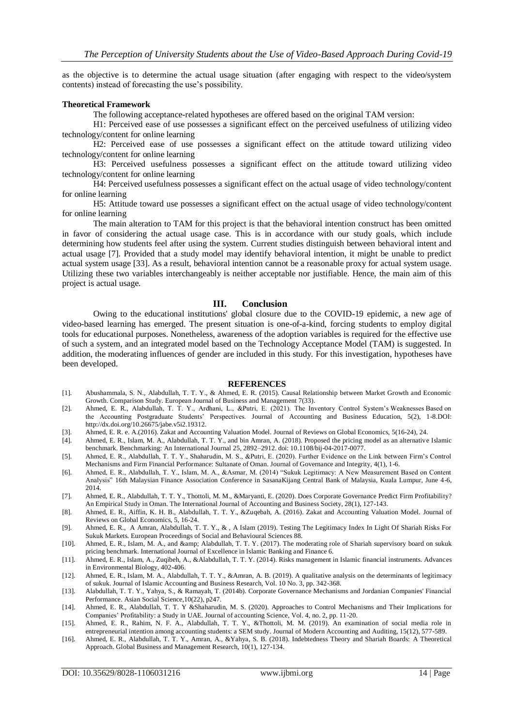as the objective is to determine the actual usage situation (after engaging with respect to the video/system contents) instead of forecasting the use's possibility.

**Theoretical Framework**

The following acceptance-related hypotheses are offered based on the original TAM version:

H1: Perceived ease of use possesses a significant effect on the perceived usefulness of utilizing video technology/content for online learning

H2: Perceived ease of use possesses a significant effect on the attitude toward utilizing video technology/content for online learning

H3: Perceived usefulness possesses a significant effect on the attitude toward utilizing video technology/content for online learning

H4: Perceived usefulness possesses a significant effect on the actual usage of video technology/content for online learning

H5: Attitude toward use possesses a significant effect on the actual usage of video technology/content for online learning

The main alteration to TAM for this project is that the behavioral intention construct has been omitted in favor of considering the actual usage case. This is in accordance with our study goals, which include determining how students feel after using the system. Current studies distinguish between behavioral intent and actual usage [7]. Provided that a study model may identify behavioral intention, it might be unable to predict actual system usage [33]. As a result, behavioral intention cannot be a reasonable proxy for actual system usage. Utilizing these two variables interchangeably is neither acceptable nor justifiable. Hence, the main aim of this project is actual usage.

## III. Conclusion

Owing to the educational institutions' global closure due to the COVID-19 epidemic, a new age of video-based learning has emerged. The present situation is one-of-a-kind, forcing students to employ digital tools for educational purposes. Nonetheless, awareness of the adoption variables is required for the effective use of such a system, and an integrated model based on the Technology Acceptance Model (TAM) is suggested. In addition, the moderating influences of gender are included in this study. For this investigation, hypotheses have been developed.

## REFERENCES

[1]. Abushammala, S. N., Alabdullah, T. T. Y., & Ahmed, E. R. (2015). Causal Relationship between Market Growth and Economic Growth. Comparison Study. European Journal of Business and Management 7(33).

[2]. Ahmed, E. R., Alabdullah, T. T. Y., Ardhani, L., &Putri, E. (2021). The Inventory Control System's Weaknesses Based on the Accounting Postgraduate Students' Perspectives. Journal of Accounting and Business Education, 5(2), 1-8.DOI: http://dx.doi.org/10.26675/jabe.v5i2.19312.

[3]. Ahmed, E. R. e. A.(2016). Zakat and Accounting Valuation Model. Journal of Reviews on Global Economics, 5(16-24), 24.

[4]. Ahmed, E. R., Islam, M. A., Alabdullah, T. T. Y., and bin Amran, A. (2018). Proposed the pricing model as an alternative Islamic benchmark. Benchmarking: An International Journal 25, 2892–2912. doi: 10.1108/bij-04-2017-0077.

[5]. Ahmed, E. R., Alabdullah, T. T. Y., Shaharudin, M. S., &Putri, E. (2020). Further Evidence on the Link between Firm's Control Mechanisms and Firm Financial Performance: Sultanate of Oman. Journal of Governance and Integrity, 4(1), 1-6.

[6]. Ahmed, E. R., Alabdullah, T. Y., Islam, M. A., &Asmar, M. (2014) "Sukuk Legitimacy: A New Measurement Based on Content Analysis" 16th Malaysian Finance Association Conference in SasanaKijang Central Bank of Malaysia, Kuala Lumpur, June 4-6, 2014.

[7]. Ahmed, E. R., Alabdullah, T. T. Y., Thottoli, M. M., &Maryanti, E. (2020). Does Corporate Governance Predict Firm Profitability? An Empirical Study in Oman. The International Journal of Accounting and Business Society, 28(1), 127-143.

[8]. Ahmed, E. R., Aiffin, K. H. B., Alabdullah, T. T. Y., &Zuqebah, A. (2016). Zakat and Accounting Valuation Model. Journal of Reviews on Global Economics, 5, 16-24.

[9]. Ahmed, E. R., A Amran, Alabdullah, T. T. Y., & , A Islam (2019). Testing The Legitimacy Index In Light Of Shariah Risks For Sukuk Markets. European Proceedings of Social and Behavioural Sciences 88.

[10]. Ahmed, E. R., Islam, M. A., and &amp; Alabdullah, T. T. Y. (2017). The moderating role of Shariah supervisory board on sukuk pricing benchmark. International Journal of Excellence in Islamic Banking and Finance 6.

[11]. Ahmed, E. R., Islam, A., Zuqibeh, A., &Alabdullah, T. T. Y. (2014). Risks management in Islamic financial instruments. Advances in Environmental Biology, 402-406.

[12]. Ahmed, E. R., Islam, M. A., Alabdullah, T. T. Y., &Amran, A. B. (2019). A qualitative analysis on the determinants of legitimacy of sukuk. Journal of Islamic Accounting and Business Research, Vol. 10 No. 3, pp. 342-368.

[13]. Alabdullah, T. T. Y., Yahya, S., & Ramayah, T. (2014b). Corporate Governance Mechanisms and Jordanian Companies' Financial Performance. Asian Social Science,10(22), p247.

[14]. Ahmed, E. R., Alabdullah, T. T. Y &Shaharudin, M. S. (2020). Approaches to Control Mechanisms and Their Implications for Companies' Profitability: a Study in UAE. Journal of accounting Science, Vol. 4, no. 2, pp. 11-20.

[15]. Ahmed, E. R., Rahim, N. F. A., Alabdullah, T. T. Y., &Thottoli, M. M. (2019). An examination of social media role in entrepreneurial intention among accounting students: a SEM study. Journal of Modern Accounting and Auditing, 15(12), 577-589.

[16]. Ahmed, E. R., Alabdullah, T. T. Y., Amran, A., &Yahya, S. B. (2018). Indebtedness Theory and Shariah Boards: A Theoretical Approach. Global Business and Management Research, 10(1), 127-134.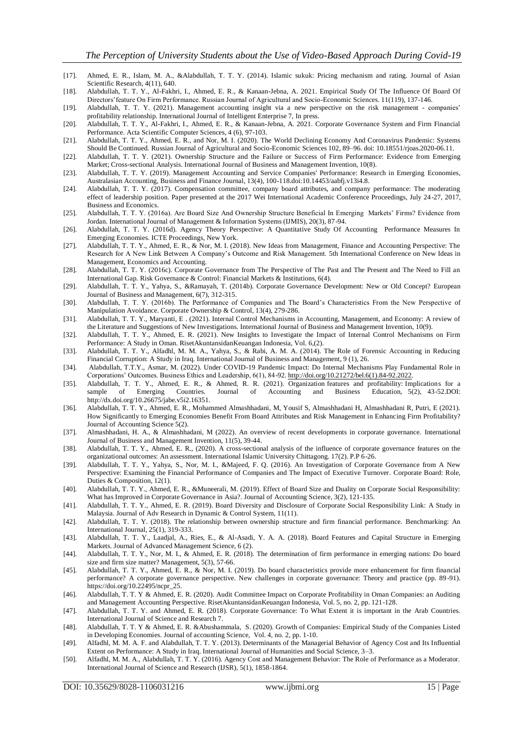[17]. Ahmed, E. R., Islam, M. A., &Alabdullah, T. T. Y. (2014). Islamic sukuk: Pricing mechanism and rating. Journal of Asian Scientific Research, 4(11), 640.

[18]. Alabdullah, T. T. Y., Al-Fakhri, I., Ahmed, E. R., & Kanaan-Jebna, A. 2021. Empirical Study Of The Influence Of Board Of Directors'feature On Firm Performance. Russian Journal of Agricultural and Socio-Economic Sciences. 11(119), 137-146.

[19]. Alabdullah, T. T. Y. (2021). Management accounting insight via a new perspective on the risk management - companies' profitability relationship. International Journal of Intelligent Enterprise 7, In press.

[20]. Alabdullah, T. T. Y., Al-Fakhri, I., Ahmed, E. R., & Kanaan-Jebna, A. 2021. Corporate Governance System and Firm Financial Performance. Acta Scientific Computer Sciences, 4 (6), 97-103.

[21]. Alabdullah, T. T. Y., Ahmed, E. R., and Nor, M. I. (2020). The World Declining Economy And Coronavirus Pandemic: Systems Should Be Continued. Russian Journal of Agricultural and Socio-Economic Sciences 102, 89–96. doi: 10.18551/rjoas.2020-06.11.

[22]. Alabdullah, T. T. Y. (2021). Ownership Structure and the Failure or Success of Firm Performance: Evidence from Emerging Market; Cross-sectional Analysis. International Journal of Business and Management Invention, 10(8).

[23]. Alabdullah, T. T. Y. (2019). Management Accounting and Service Companies' Performance: Research in Emerging Economies, Australasian Accounting, Business and Finance Journal, 13(4), 100-118.doi:10.14453/aabfj.v13i4.8.

[24]. Alabdullah, T. T. Y. (2017). Compensation committee, company board attributes, and company performance: The moderating effect of leadership position. Paper presented at the 2017 Wei International Academic Conference Proceedings, July 24-27, 2017, Business and Economics.

[25]. Alabdullah, T. T. Y. (2016a). Are Board Size And Ownership Structure Beneficial In Emerging Markets' Firms? Evidence from Jordan. International Journal of Management & Information Systems (IJMIS), 20(3), 87-94.

[26]. Alabdullah, T. T. Y. (2016d). Agency Theory Perspective: A Quantitative Study Of Accounting Performance Measures In Emerging Economies. ICTE Proceedings, New York.

[27]. Alabdullah, T. T. Y., Ahmed, E. R., & Nor, M. I. (2018). New Ideas from Management, Finance and Accounting Perspective: The Research for A New Link Between A Company's Outcome and Risk Management. 5th International Conference on New Ideas in Management, Economics and Accounting.

[28]. Alabdullah, T. T. Y. (2016c). Corporate Governance from The Perspective of The Past and The Present and The Need to Fill an International Gap. Risk Governance & Control: Financial Markets & Institutions, 6(4).

[29]. Alabdullah, T. T. Y., Yahya, S., &Ramayah, T. (2014b). Corporate Governance Development: New or Old Concept? European Journal of Business and Management, 6(7), 312-315.

[30]. Alabdullah, T. T. Y. (2016b). The Performance of Companies and The Board's Characteristics From the New Perspective of Manipulation Avoidance. Corporate Ownership & Control, 13(4), 279-286.

[31]. Alabdullah, T. T. Y., Maryanti, E . (2021). Internal Control Mechanisms in Accounting, Management, and Economy: A review of the Literature and Suggestions of New Investigations. International Journal of Business and Management Invention, 10(9).

[32]. Alabdullah, T. T. Y., Ahmed, E. R. (2021). New Insights to Investigate the Impact of Internal Control Mechanisms on Firm Performance: A Study in Oman. RisetAkuntansidanKeuangan Indonesia, Vol. 6,(2).

[33]. Alabdullah, T. T. Y., Alfadhl, M. M. A., Yahya, S., & Rabi, A. M. A. (2014). The Role of Forensic Accounting in Reducing Financial Corruption: A Study in Iraq. International Journal of Business and Management, 9 (1), 26.

[34]. Alabdullah, T.T.Y., Asmar, M. (2022). Under COVID-19 Pandemic Impact: Do Internal Mechanisms Play Fundamental Role in Corporations' Outcomes. Business Ethics and Leadership, 6(1), 84-92. http://doi.org/10.21272/bel.6(1).84-92.2022.

[35]. Alabdullah, T. T. Y., Ahmed, E. R., & Ahmed, R. R. (2021). Organization features and profitability: Implications for a sample of Emerging Countries. Journal of Accounting and Business Education, 5(2), 43-52.DOI: http://dx.doi.org/10.26675/jabe.v5i2.16351.

[36]. Alabdullah, T. T. Y., Ahmed, E. R., Mohammed Almashhadani, M, Yousif S, Almashhadani H, Almashhadani R, Putri, E (2021). How Significantly to Emerging Economies Benefit From Board Attributes and Risk Management in Enhancing Firm Profitability? Journal of Accounting Science 5(2).

[37]. Almashhadani, H. A., & Almashhadani, M (2022). An overview of recent developments in corporate governance. International Journal of Business and Management Invention, 11(5), 39-44.

[38]. Alabdullah, T. T. Y., Ahmed, E. R., (2020). A cross-sectional analysis of the influence of corporate governance features on the organizational outcomes: An assessment. International Islamic University Chittagong. 17(2). P.P 6-26.

[39]. Alabdullah, T. T. Y., Yahya, S., Nor, M. I., &Majeed, F. Q. (2016). An Investigation of Corporate Governance from A New Perspective: Examining the Financial Performance of Companies and The Impact of Executive Turnover. Corporate Board: Role, Duties & Composition, 12(1).

[40]. Alabdullah, T. T. Y., Ahmed, E. R., &Muneerali, M. (2019). Effect of Board Size and Duality on Corporate Social Responsibility: What has Improved in Corporate Governance in Asia?. Journal of Accounting Science, 3(2), 121-135.

[41]. Alabdullah, T. T. Y., Ahmed, E. R. (2019). Board Diversity and Disclosure of Corporate Social Responsibility Link: A Study in Malaysia. Journal of Adv Research in Dynamic & Control System, 11(11).

[42]. Alabdullah, T. T. Y. (2018). The relationship between ownership structure and firm financial performance. Benchmarking: An International Journal, 25(1), 319-333.

[43]. Alabdullah, T. T. Y., Laadjal, A., Ries, E., & Al-Asadi, Y. A. A. (2018). Board Features and Capital Structure in Emerging Markets. Journal of Advanced Management Science, 6 (2).

[44]. Alabdullah, T. T. Y., Nor, M. I., & Ahmed, E. R. (2018). The determination of firm performance in emerging nations: Do board size and firm size matter? Management, 5(3), 57-66.

[45]. Alabdullah, T. T. Y., Ahmed, E. R., & Nor, M. I. (2019). Do board characteristics provide more enhancement for firm financial performance? A corporate governance perspective. New challenges in corporate governance: Theory and practice (pp. 89-91). https://doi.org/10.22495/ncpr_25.

[46]. Alabdullah, T. T. Y & Ahmed, E. R. (2020). Audit Committee Impact on Corporate Profitability in Oman Companies: an Auditing and Management Accounting Perspective. RisetAkuntansidanKeuangan Indonesia, Vol. 5, no. 2, pp. 121-128.

[47]. Alabdullah, T. T. Y. and Ahmed, E. R. (2018). Corporate Governance: To What Extent it is important in the Arab Countries. International Journal of Science and Research 7.

[48]. Alabdullah, T. T. Y & Ahmed, E. R. &Abushammala, S. (2020). Growth of Companies: Empirical Study of the Companies Listed in Developing Economies. Journal of accounting Science, Vol. 4, no. 2, pp. 1-10.

[49]. Alfadhl, M. M. A. F. and Alabdullah, T. T. Y. (2013). Determinants of the Managerial Behavior of Agency Cost and Its Influential Extent on Performance: A Study in Iraq. International Journal of Humanities and Social Science, 3–3.

[50]. Alfadhl, M. M. A., Alabdullah, T. T. Y. (2016). Agency Cost and Management Behavior: The Role of Performance as a Moderator. International Journal of Science and Research (IJSR), 5(1), 1858-1864.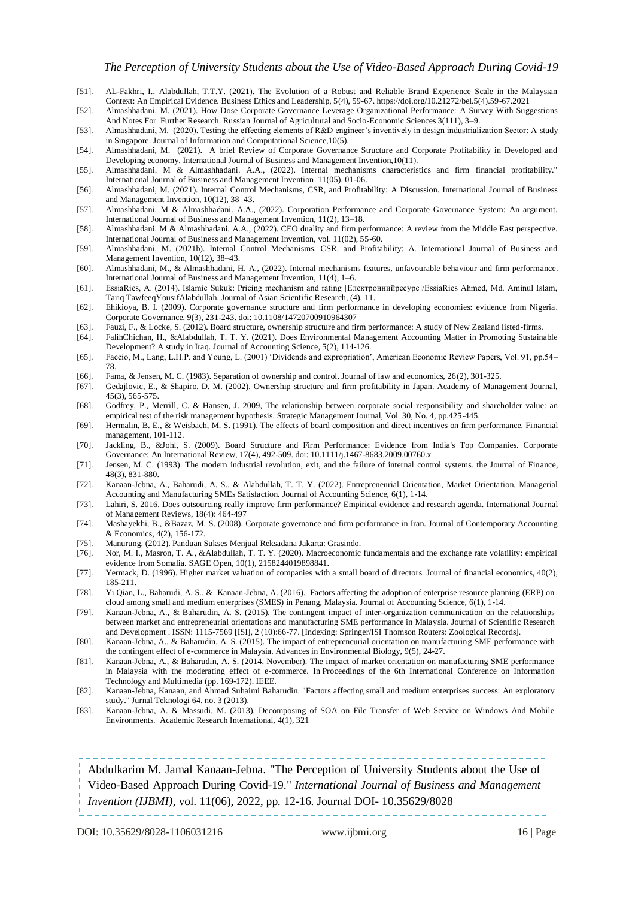[51]. AL-Fakhri, I., Alabdullah, T.T.Y. (2021). The Evolution of a Robust and Reliable Brand Experience Scale in the Malaysian Context: An Empirical Evidence. Business Ethics and Leadership, 5(4), 59-67. https://doi.org/10.21272/bel.5(4).59-67.2021

[52]. Almashhadani, M. (2021). How Dose Corporate Governance Leverage Organizational Performance: A Survey With Suggestions And Notes For Further Research. Russian Journal of Agricultural and Socio-Economic Sciences 3(111), 3–9.

[53]. Almashhadani, M. (2020). Testing the effecting elements of R&D engineer's inventively in design industrialization Sector: A study in Singapore. Journal of Information and Computational Science,10(5).

[54]. Almashhadani, M. (2021). A brief Review of Corporate Governance Structure and Corporate Profitability in Developed and Developing economy. International Journal of Business and Management Invention,10(11).

[55]. Almashhadani. M & Almashhadani. A.A., (2022). Internal mechanisms characteristics and firm financial profitability." International Journal of Business and Management Invention 11(05), 01-06.

[56]. Almashhadani, M. (2021). Internal Control Mechanisms, CSR, and Profitability: A Discussion. International Journal of Business and Management Invention, 10(12), 38–43.

[57]. Almashhadani. M & Almashhadani. A.A., (2022). Corporation Performance and Corporate Governance System: An argument. International Journal of Business and Management Invention, 11(2), 13–18.

[58]. Almashhadani. M & Almashhadani. A.A., (2022). CEO duality and firm performance: A review from the Middle East perspective. International Journal of Business and Management Invention, vol. 11(02), 55-60.

[59]. Almashhadani, M. (2021b). Internal Control Mechanisms, CSR, and Profitability: A. International Journal of Business and Management Invention, 10(12), 38–43.

[60]. Almashhadani, M., & Almashhadani, H. A., (2022). Internal mechanisms features, unfavourable behaviour and firm performance. International Journal of Business and Management Invention, 11(4), 1–6.

[61]. EssiaRies, A. (2014). Islamic Sukuk: Pricing mechanism and rating [Електроннийресурс]/EssiaRies Ahmed, Md. Aminul Islam, Tariq TawfeeqYousifAlabdullah. Journal of Asian Scientific Research, (4), 11.

[62]. Ehikioya, B. I. (2009). Corporate governance structure and firm performance in developing economies: evidence from Nigeria. Corporate Governance, 9(3), 231-243. doi: 10.1108/14720700910964307

[63]. Fauzi, F., & Locke, S. (2012). Board structure, ownership structure and firm performance: A study of New Zealand listed-firms.

[64]. FalihChichan, H., &Alabdullah, T. T. Y. (2021). Does Environmental Management Accounting Matter in Promoting Sustainable Development? A study in Iraq. Journal of Accounting Science, 5(2), 114-126.

[65]. Faccio, M., Lang, L.H.P. and Young, L. (2001) 'Dividends and expropriation', American Economic Review Papers, Vol. 91, pp.54–78.

[66]. Fama, & Jensen, M. C. (1983). Separation of ownership and control. Journal of law and economics, 26(2), 301-325.

[67]. Gedajlovic, E., & Shapiro, D. M. (2002). Ownership structure and firm profitability in Japan. Academy of Management Journal, 45(3), 565-575.

[68]. Godfrey, P., Merrill, C. & Hansen, J. 2009, The relationship between corporate social responsibility and shareholder value: an empirical test of the risk management hypothesis. Strategic Management Journal, Vol. 30, No. 4, pp.425-445.

[69]. Hermalin, B. E., & Weisbach, M. S. (1991). The effects of board composition and direct incentives on firm performance. Financial management, 101-112.

[70]. Jackling, B., &Johl, S. (2009). Board Structure and Firm Performance: Evidence from India's Top Companies. Corporate Governance: An International Review, 17(4), 492-509. doi: 10.1111/j.1467-8683.2009.00760.x

[71]. Jensen, M. C. (1993). The modern industrial revolution, exit, and the failure of internal control systems. the Journal of Finance, 48(3), 831-880.

[72]. Kanaan-Jebna, A., Baharudi, A. S., & Alabdullah, T. T. Y. (2022). Entrepreneurial Orientation, Market Orientation, Managerial Accounting and Manufacturing SMEs Satisfaction. Journal of Accounting Science, 6(1), 1-14.

[73]. Lahiri, S. 2016. Does outsourcing really improve firm performance? Empirical evidence and research agenda. International Journal of Management Reviews, 18(4): 464-497

[74]. Mashayekhi, B., &Bazaz, M. S. (2008). Corporate governance and firm performance in Iran. Journal of Contemporary Accounting & Economics, 4(2), 156-172.

[75]. Manurung. (2012). Panduan Sukses Menjual Reksadana Jakarta: Grasindo.

[76]. Nor, M. I., Masron, T. A., &Alabdullah, T. T. Y. (2020). Macroeconomic fundamentals and the exchange rate volatility: empirical evidence from Somalia. SAGE Open, 10(1), 2158244019898841.

[77]. Yermack, D. (1996). Higher market valuation of companies with a small board of directors. Journal of financial economics, 40(2), 185-211.

[78]. Yi Qian, L., Baharudi, A. S., & Kanaan-Jebna, A. (2016). Factors affecting the adoption of enterprise resource planning (ERP) on cloud among small and medium enterprises (SMES) in Penang, Malaysia. Journal of Accounting Science, 6(1), 1-14.

[79]. Kanaan-Jebna, A., & Baharudin, A. S. (2015). The contingent impact of inter-organization communication on the relationships between market and entrepreneurial orientations and manufacturing SME performance in Malaysia. Journal of Scientific Research and Development . ISSN: 1115-7569 [ISI], 2 (10):66-77. [Indexing: Springer/ISI Thomson Routers: Zoological Records].

[80]. Kanaan-Jebna, A., & Baharudin, A. S. (2015). The impact of entrepreneurial orientation on manufacturing SME performance with the contingent effect of e-commerce in Malaysia. Advances in Environmental Biology, 9(5), 24-27.

[81]. Kanaan-Jebna, A., & Baharudin, A. S. (2014, November). The impact of market orientation on manufacturing SME performance in Malaysia with the moderating effect of e-commerce. In Proceedings of the 6th International Conference on Information Technology and Multimedia (pp. 169-172). IEEE.

[82]. Kanaan-Jebna, Kanaan, and Ahmad Suhaimi Baharudin. "Factors affecting small and medium enterprises success: An exploratory study." Jurnal Teknologi 64, no. 3 (2013).

[83]. Kanaan-Jebna, A. & Massudi, M. (2013), Decomposing of SOA on File Transfer of Web Service on Windows And Mobile Environments. Academic Research International, 4(1), 321

Abdulkarim M. Jamal Kanaan-Jebna. "The Perception of University Students about the Use of Video-Based Approach During Covid-19." *International Journal of Business and Management Invention (IJBMI)*, vol. 11(06), 2022, pp. 12-16. Journal DOI- 10.35629/8028